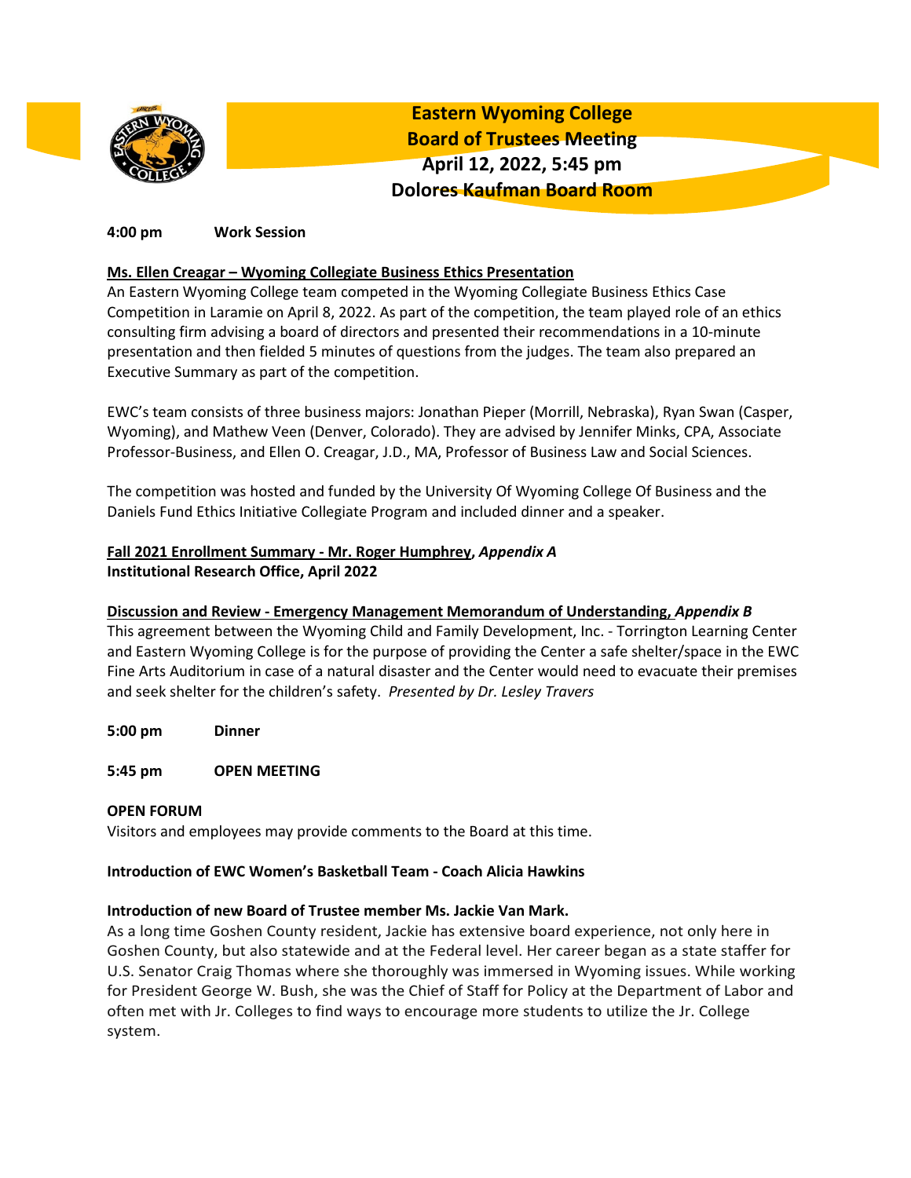# Eastern Wyoming College
## Board of Trustees Meeting
## April 12, 2022, 5:45 pm
## Dolores Kaufman Board Room

**4:00 pm Work Session**

**Ms. Ellen Creagar – Wyoming Collegiate Business Ethics Presentation**

An Eastern Wyoming College team competed in the Wyoming Collegiate Business Ethics Case Competition in Laramie on April 8, 2022. As part of the competition, the team played role of an ethics consulting firm advising a board of directors and presented their recommendations in a 10-minute presentation and then fielded 5 minutes of questions from the judges. The team also prepared an Executive Summary as part of the competition.

EWC's team consists of three business majors: Jonathan Pieper (Morrill, Nebraska), Ryan Swan (Casper, Wyoming), and Mathew Veen (Denver, Colorado). They are advised by Jennifer Minks, CPA, Associate Professor-Business, and Ellen O. Creagar, J.D., MA, Professor of Business Law and Social Sciences.

The competition was hosted and funded by the University Of Wyoming College Of Business and the Daniels Fund Ethics Initiative Collegiate Program and included dinner and a speaker.

**Fall 2021 Enrollment Summary - Mr. Roger Humphrey, *Appendix A***
**Institutional Research Office, April 2022**

**Discussion and Review - Emergency Management Memorandum of Understanding, *Appendix B***

This agreement between the Wyoming Child and Family Development, Inc. - Torrington Learning Center and Eastern Wyoming College is for the purpose of providing the Center a safe shelter/space in the EWC Fine Arts Auditorium in case of a natural disaster and the Center would need to evacuate their premises and seek shelter for the children's safety. *Presented by Dr. Lesley Travers*

**5:00 pm Dinner**

**5:45 pm OPEN MEETING**

**OPEN FORUM**

Visitors and employees may provide comments to the Board at this time.

**Introduction of EWC Women's Basketball Team - Coach Alicia Hawkins**

**Introduction of new Board of Trustee member Ms. Jackie Van Mark.**

As a long time Goshen County resident, Jackie has extensive board experience, not only here in Goshen County, but also statewide and at the Federal level. Her career began as a state staffer for U.S. Senator Craig Thomas where she thoroughly was immersed in Wyoming issues. While working for President George W. Bush, she was the Chief of Staff for Policy at the Department of Labor and often met with Jr. Colleges to find ways to encourage more students to utilize the Jr. College system.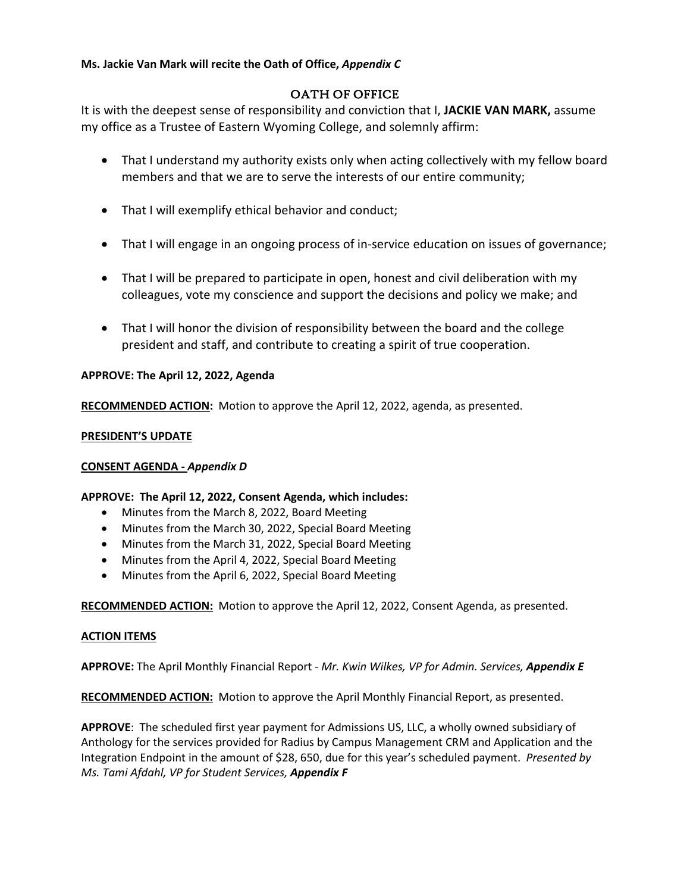**Ms. Jackie Van Mark will recite the Oath of Office,** ***Appendix C***

## OATH OF OFFICE

It is with the deepest sense of responsibility and conviction that I, **JACKIE VAN MARK,** assume my office as a Trustee of Eastern Wyoming College, and solemnly affirm:

- That I understand my authority exists only when acting collectively with my fellow board members and that we are to serve the interests of our entire community;
- That I will exemplify ethical behavior and conduct;
- That I will engage in an ongoing process of in-service education on issues of governance;
- That I will be prepared to participate in open, honest and civil deliberation with my colleagues, vote my conscience and support the decisions and policy we make; and
- That I will honor the division of responsibility between the board and the college president and staff, and contribute to creating a spirit of true cooperation.

**APPROVE: The April 12, 2022, Agenda**

**RECOMMENDED ACTION:** Motion to approve the April 12, 2022, agenda, as presented.

**PRESIDENT'S UPDATE**

**CONSENT AGENDA -** ***Appendix D***

**APPROVE: The April 12, 2022, Consent Agenda, which includes:**

- Minutes from the March 8, 2022, Board Meeting
- Minutes from the March 30, 2022, Special Board Meeting
- Minutes from the March 31, 2022, Special Board Meeting
- Minutes from the April 4, 2022, Special Board Meeting
- Minutes from the April 6, 2022, Special Board Meeting

**RECOMMENDED ACTION:** Motion to approve the April 12, 2022, Consent Agenda, as presented.

**ACTION ITEMS**

**APPROVE:** The April Monthly Financial Report - *Mr. Kwin Wilkes, VP for Admin. Services,* ***Appendix E***

**RECOMMENDED ACTION:** Motion to approve the April Monthly Financial Report, as presented.

**APPROVE**: The scheduled first year payment for Admissions US, LLC, a wholly owned subsidiary of Anthology for the services provided for Radius by Campus Management CRM and Application and the Integration Endpoint in the amount of $28, 650, due for this year's scheduled payment. *Presented by Ms. Tami Afdahl, VP for Student Services,* ***Appendix F***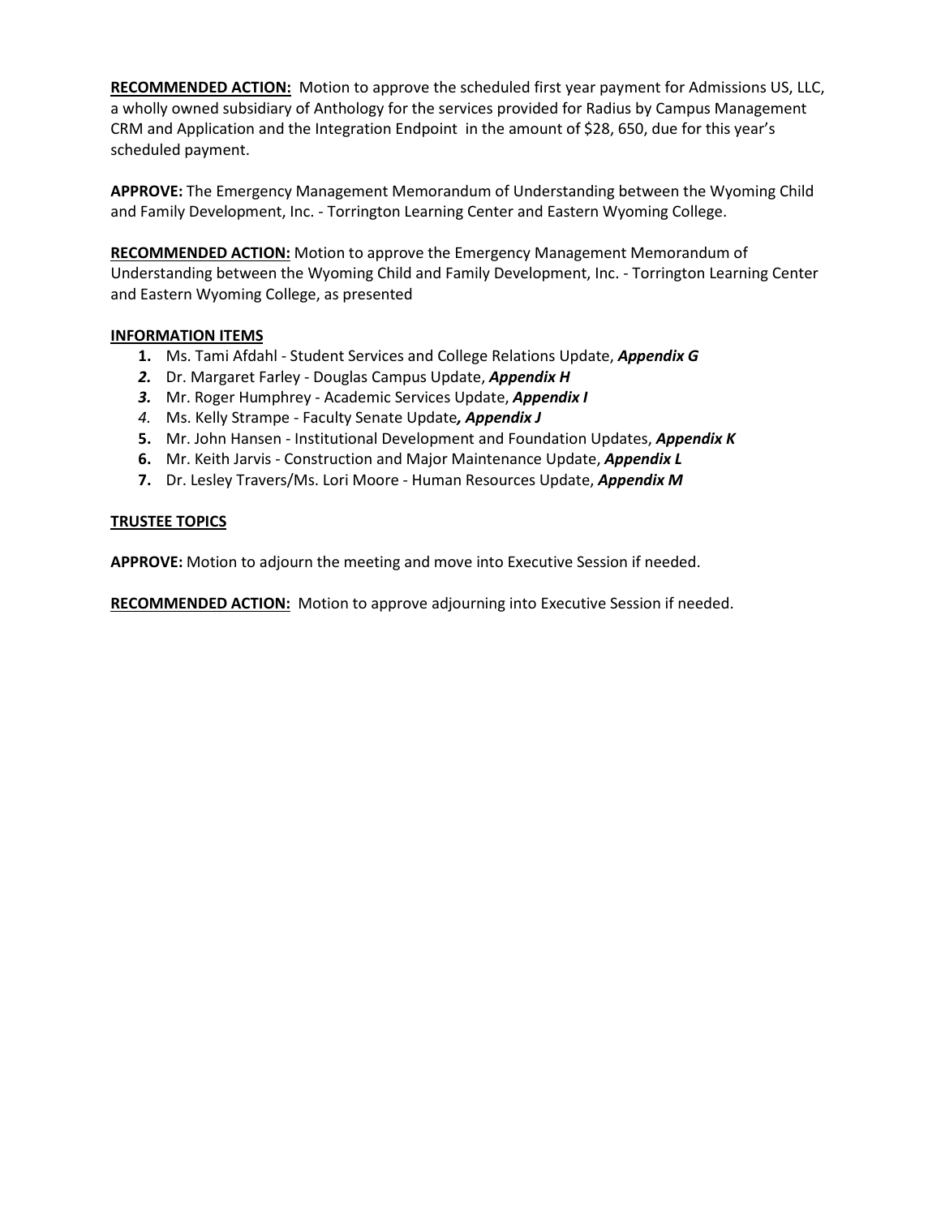**RECOMMENDED ACTION:** Motion to approve the scheduled first year payment for Admissions US, LLC, a wholly owned subsidiary of Anthology for the services provided for Radius by Campus Management CRM and Application and the Integration Endpoint in the amount of $28, 650, due for this year's scheduled payment.

**APPROVE:** The Emergency Management Memorandum of Understanding between the Wyoming Child and Family Development, Inc. - Torrington Learning Center and Eastern Wyoming College.

**RECOMMENDED ACTION:** Motion to approve the Emergency Management Memorandum of Understanding between the Wyoming Child and Family Development, Inc. - Torrington Learning Center and Eastern Wyoming College, as presented

**INFORMATION ITEMS**

1. Ms. Tami Afdahl - Student Services and College Relations Update, ***Appendix G***
2. Dr. Margaret Farley - Douglas Campus Update, ***Appendix H***
3. Mr. Roger Humphrey - Academic Services Update, ***Appendix I***
4. Ms. Kelly Strampe - Faculty Senate Update***, Appendix J***
5. Mr. John Hansen - Institutional Development and Foundation Updates, ***Appendix K***
6. Mr. Keith Jarvis - Construction and Major Maintenance Update, ***Appendix L***
7. Dr. Lesley Travers/Ms. Lori Moore - Human Resources Update, ***Appendix M***

**TRUSTEE TOPICS**

**APPROVE:** Motion to adjourn the meeting and move into Executive Session if needed.

**RECOMMENDED ACTION:** Motion to approve adjourning into Executive Session if needed.